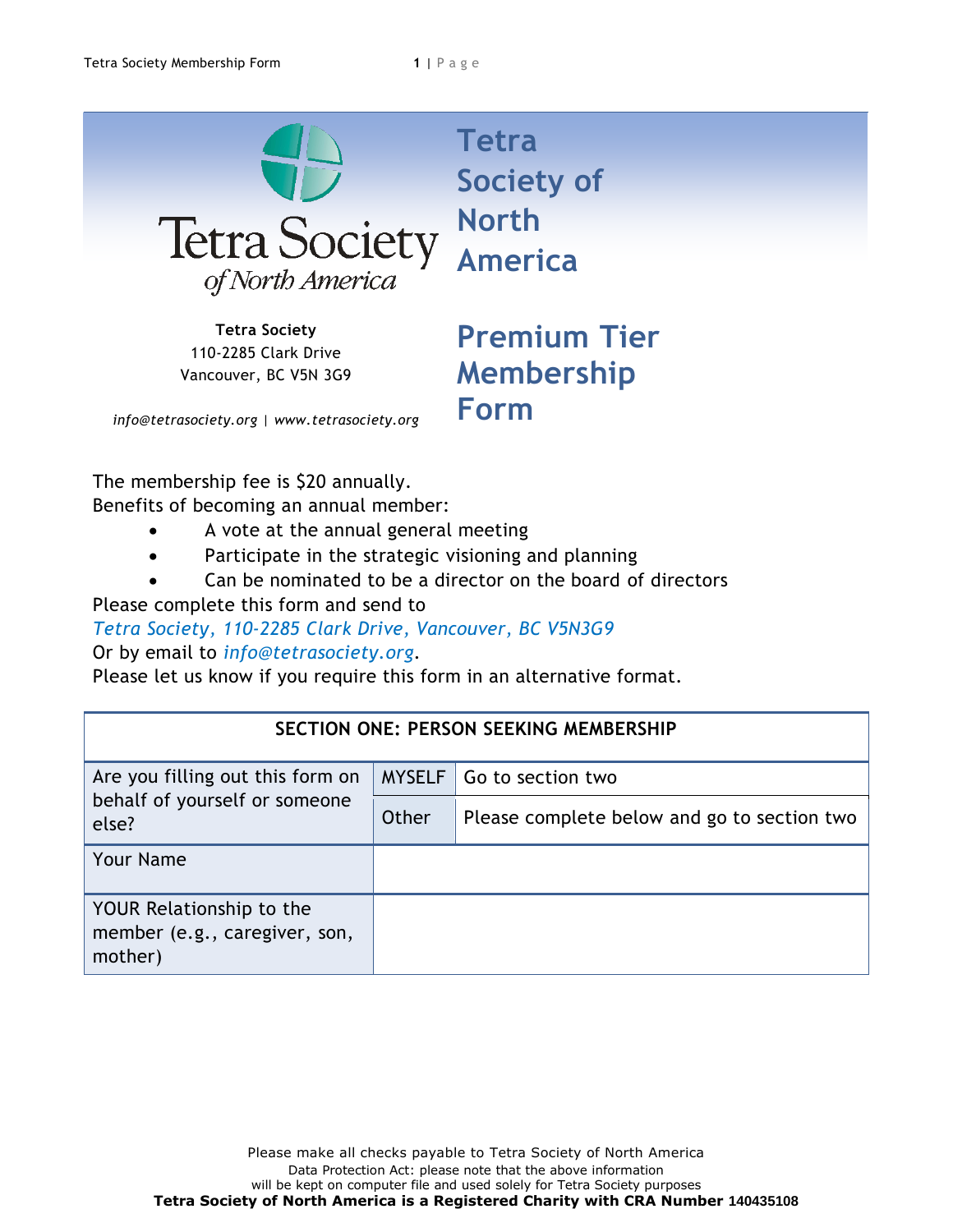# Tetra Society of North America

**Tetra Society**
110-2285 Clark Drive
Vancouver, BC V5N 3G9

*info@tetrasociety.org | www.tetrasociety.org*

## Premium Tier Membership Form

The membership fee is $20 annually.
Benefits of becoming an annual member:

- A vote at the annual general meeting
- Participate in the strategic visioning and planning
- Can be nominated to be a director on the board of directors

Please complete this form and send to
*Tetra Society, 110-2285 Clark Drive, Vancouver, BC V5N3G9*
Or by email to *info@tetrasociety.org*.
Please let us know if you require this form in an alternative format.

| SECTION ONE: PERSON SEEKING MEMBERSHIP | | |
|---|---|---|
| Are you filling out this form on behalf of yourself or someone else? | MYSELF | Go to section two |
| | Other | Please complete below and go to section two |
| Your Name | | |
| YOUR Relationship to the member (e.g., caregiver, son, mother) | | |

Please make all checks payable to Tetra Society of North America
Data Protection Act: please note that the above information will be kept on computer file and used solely for Tetra Society purposes
**Tetra Society of North America is a Registered Charity with CRA Number** 140435108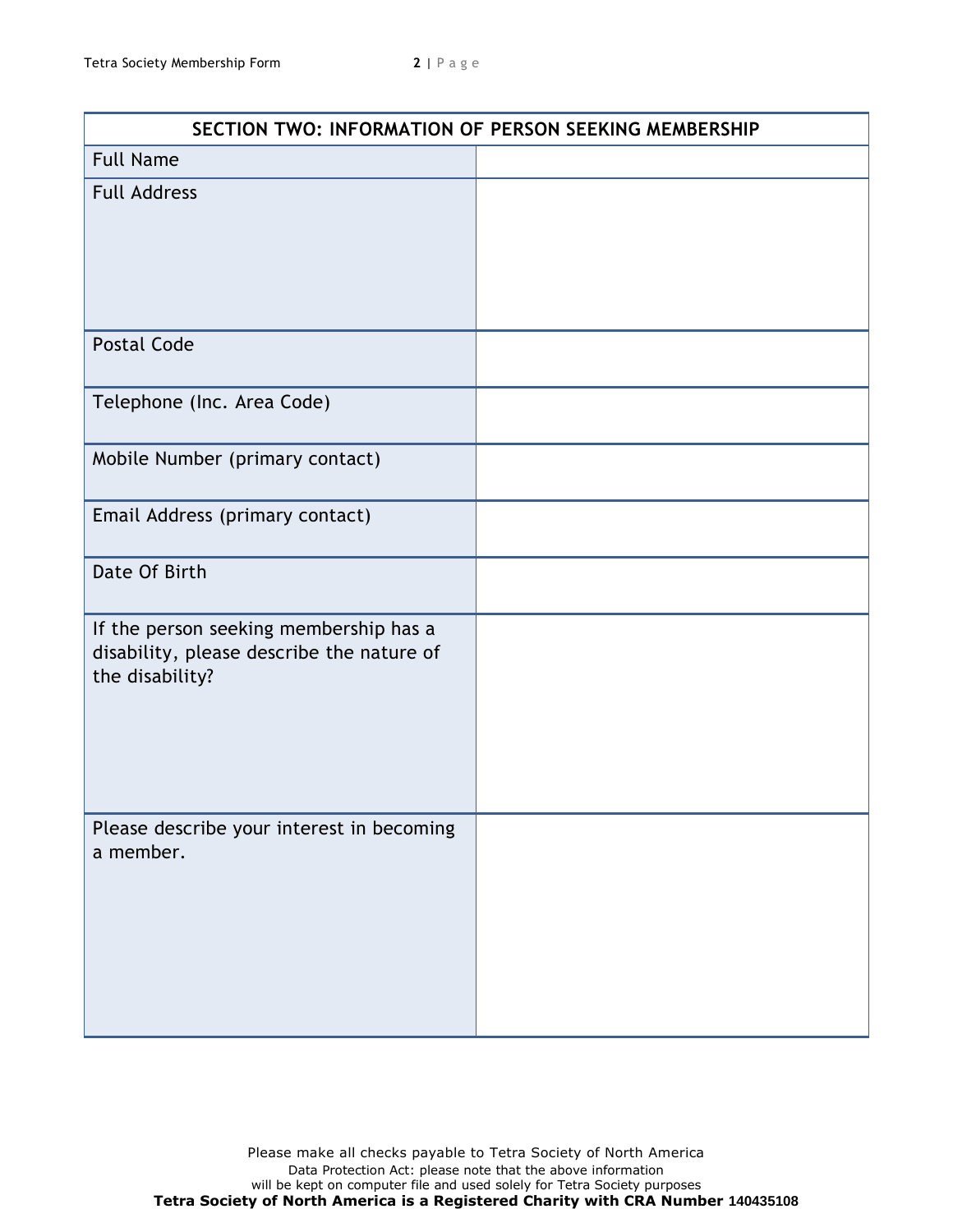| SECTION TWO: INFORMATION OF PERSON SEEKING MEMBERSHIP | |
|---|---|
| Full Name | |
| Full Address | |
| Postal Code | |
| Telephone (Inc. Area Code) | |
| Mobile Number (primary contact) | |
| Email Address (primary contact) | |
| Date Of Birth | |
| If the person seeking membership has a disability, please describe the nature of the disability? | |
| Please describe your interest in becoming a member. | |

Please make all checks payable to Tetra Society of North America

Data Protection Act: please note that the above information will be kept on computer file and used solely for Tetra Society purposes

**Tetra Society of North America is a Registered Charity with CRA Number 140435108**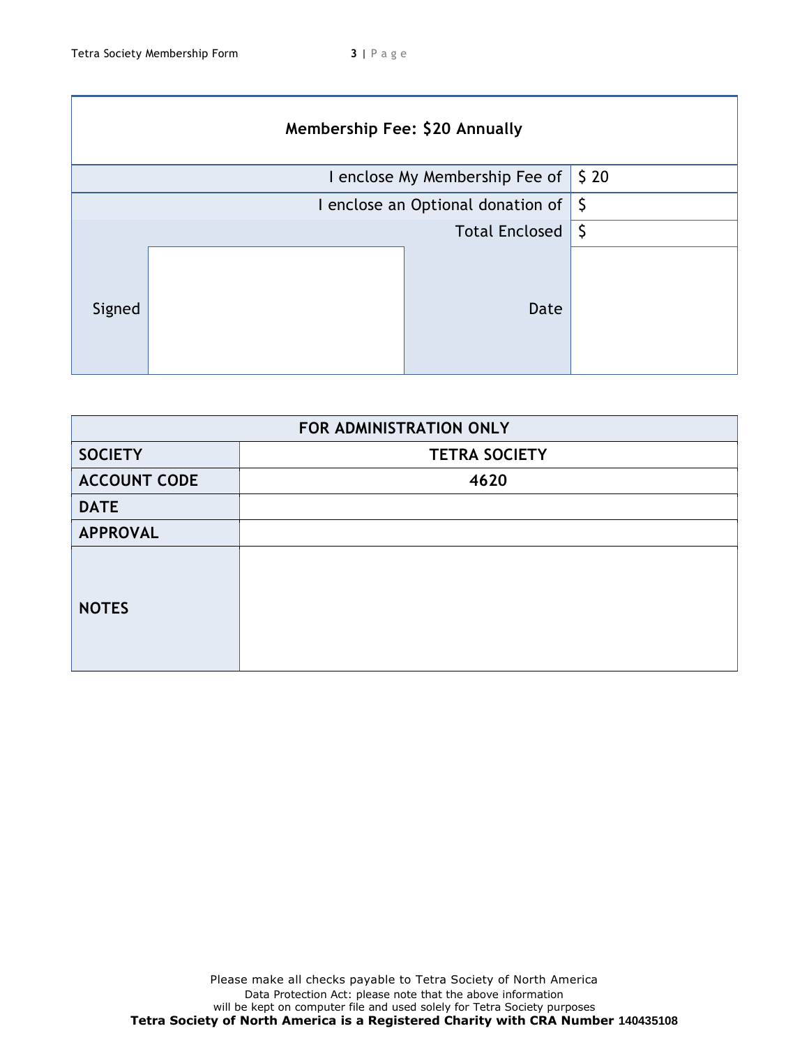| Membership Fee: $20 Annually | | | |
|---|---|---|---|
| | | I enclose My Membership Fee of | $ 20 |
| | | I enclose an Optional donation of | $ |
| | | Total Enclosed | $ |
| Signed | | Date | |

| FOR ADMINISTRATION ONLY | |
|---|---|
| **SOCIETY** | **TETRA SOCIETY** |
| **ACCOUNT CODE** | **4620** |
| **DATE** | |
| **APPROVAL** | |
| **NOTES** | |

Please make all checks payable to Tetra Society of North America

Data Protection Act: please note that the above information will be kept on computer file and used solely for Tetra Society purposes

**Tetra Society of North America is a Registered Charity with CRA Number 140435108**